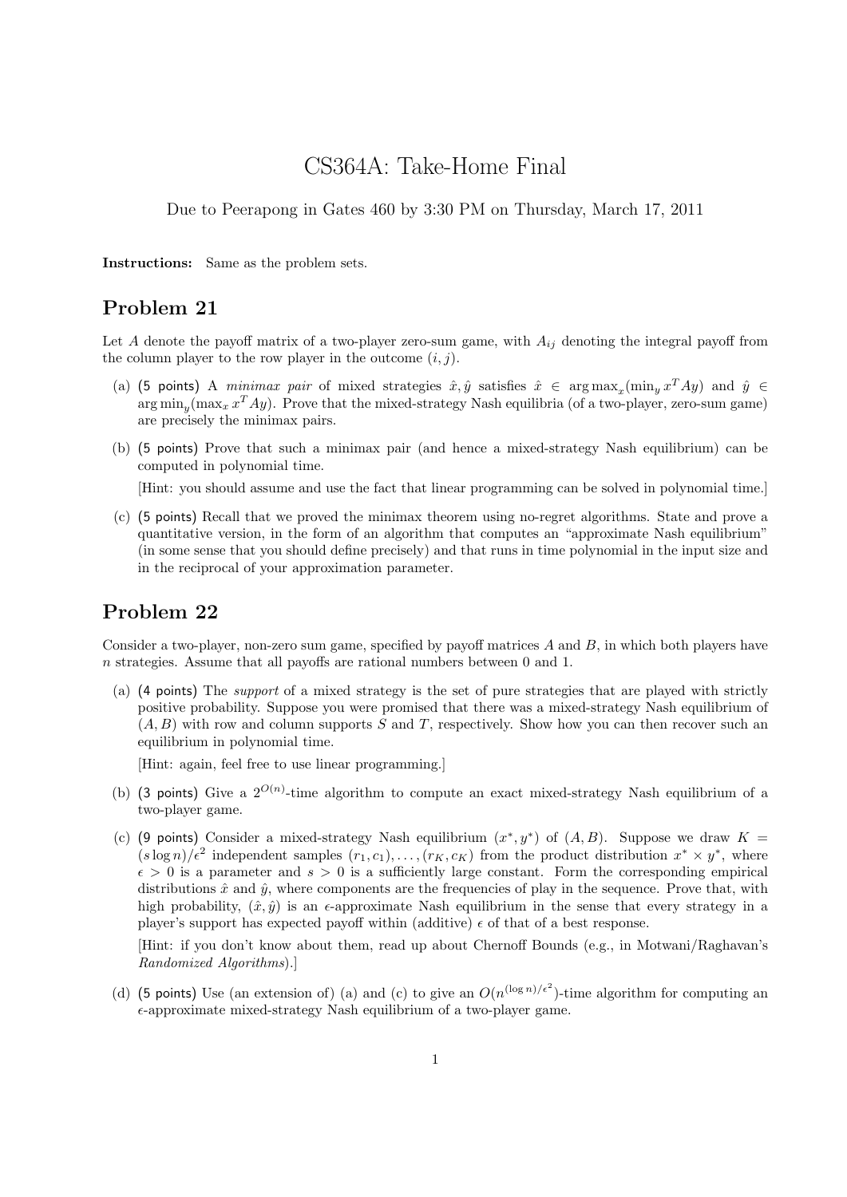# CS364A: Take-Home Final

Due to Peerapong in Gates 460 by 3:30 PM on Thursday, March 17, 2011

**Instructions:** Same as the problem sets.

## Problem 21

Let $A$ denote the payoff matrix of a two-player zero-sum game, with $A_{ij}$ denoting the integral payoff from the column player to the row player in the outcome $(i, j)$.

(a) (5 points) A *minimax pair* of mixed strategies $\hat{x}, \hat{y}$ satisfies $\hat{x} \in \arg\max_x(\min_y x^T Ay)$ and $\hat{y} \in \arg\min_y(\max_x x^T Ay)$. Prove that the mixed-strategy Nash equilibria (of a two-player, zero-sum game) are precisely the minimax pairs.

(b) (5 points) Prove that such a minimax pair (and hence a mixed-strategy Nash equilibrium) can be computed in polynomial time.

[Hint: you should assume and use the fact that linear programming can be solved in polynomial time.]

(c) (5 points) Recall that we proved the minimax theorem using no-regret algorithms. State and prove a quantitative version, in the form of an algorithm that computes an "approximate Nash equilibrium" (in some sense that you should define precisely) and that runs in time polynomial in the input size and in the reciprocal of your approximation parameter.

## Problem 22

Consider a two-player, non-zero sum game, specified by payoff matrices $A$ and $B$, in which both players have $n$ strategies. Assume that all payoffs are rational numbers between 0 and 1.

(a) (4 points) The *support* of a mixed strategy is the set of pure strategies that are played with strictly positive probability. Suppose you were promised that there was a mixed-strategy Nash equilibrium of $(A, B)$ with row and column supports $S$ and $T$, respectively. Show how you can then recover such an equilibrium in polynomial time.

[Hint: again, feel free to use linear programming.]

(b) (3 points) Give a $2^{O(n)}$-time algorithm to compute an exact mixed-strategy Nash equilibrium of a two-player game.

(c) (9 points) Consider a mixed-strategy Nash equilibrium $(x^*, y^*)$ of $(A, B)$. Suppose we draw $K = (s \log n)/\epsilon^2$ independent samples $(r_1, c_1), \ldots, (r_K, c_K)$ from the product distribution $x^* \times y^*$, where $\epsilon > 0$ is a parameter and $s > 0$ is a sufficiently large constant. Form the corresponding empirical distributions $\hat{x}$ and $\hat{y}$, where components are the frequencies of play in the sequence. Prove that, with high probability, $(\hat{x}, \hat{y})$ is an $\epsilon$-approximate Nash equilibrium in the sense that every strategy in a player's support has expected payoff within (additive) $\epsilon$ of that of a best response.

[Hint: if you don't know about them, read up about Chernoff Bounds (e.g., in Motwani/Raghavan's *Randomized Algorithms*).]

(d) (5 points) Use (an extension of) (a) and (c) to give an $O(n^{(\log n)/\epsilon^2})$-time algorithm for computing an $\epsilon$-approximate mixed-strategy Nash equilibrium of a two-player game.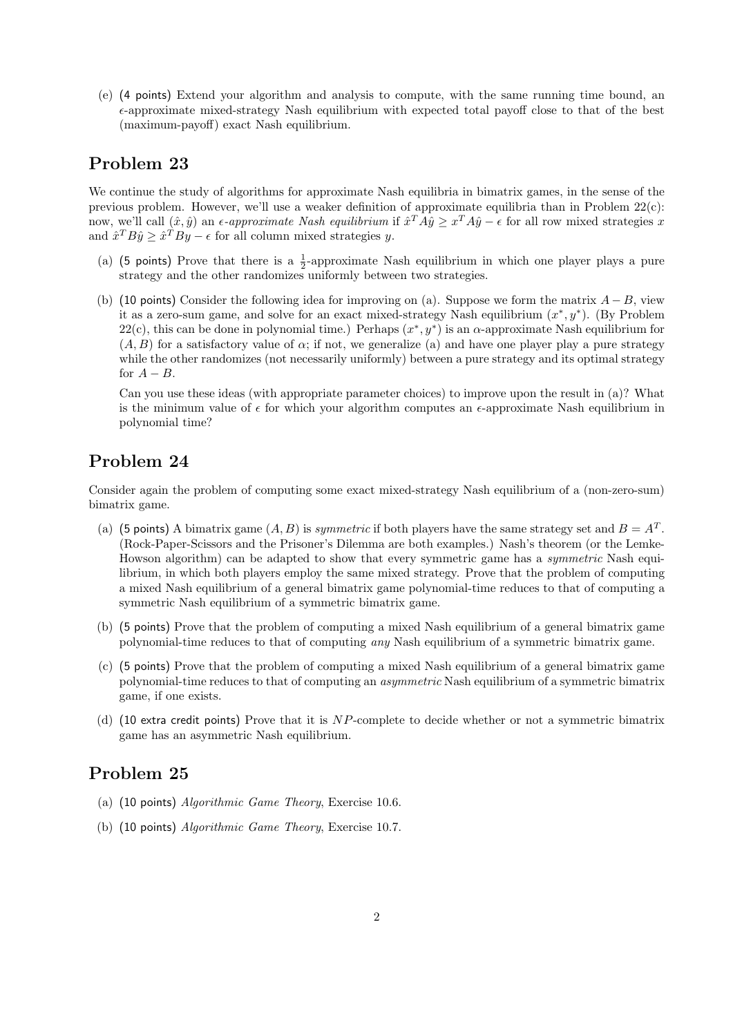(e) (4 points) Extend your algorithm and analysis to compute, with the same running time bound, an $\epsilon$-approximate mixed-strategy Nash equilibrium with expected total payoff close to that of the best (maximum-payoff) exact Nash equilibrium.

## Problem 23

We continue the study of algorithms for approximate Nash equilibria in bimatrix games, in the sense of the previous problem. However, we'll use a weaker definition of approximate equilibria than in Problem 22(c): now, we'll call $(\hat{x}, \hat{y})$ an *$\epsilon$-approximate Nash equilibrium* if $\hat{x}^T A\hat{y} \geq x^T A\hat{y} - \epsilon$ for all row mixed strategies $x$ and $\hat{x}^T B\hat{y} \geq \hat{x}^T By - \epsilon$ for all column mixed strategies $y$.

(a) (5 points) Prove that there is a $\frac{1}{2}$-approximate Nash equilibrium in which one player plays a pure strategy and the other randomizes uniformly between two strategies.

(b) (10 points) Consider the following idea for improving on (a). Suppose we form the matrix $A - B$, view it as a zero-sum game, and solve for an exact mixed-strategy Nash equilibrium $(x^*, y^*)$. (By Problem 22(c), this can be done in polynomial time.) Perhaps $(x^*, y^*)$ is an $\alpha$-approximate Nash equilibrium for $(A, B)$ for a satisfactory value of $\alpha$; if not, we generalize (a) and have one player play a pure strategy while the other randomizes (not necessarily uniformly) between a pure strategy and its optimal strategy for $A - B$.

Can you use these ideas (with appropriate parameter choices) to improve upon the result in (a)? What is the minimum value of $\epsilon$ for which your algorithm computes an $\epsilon$-approximate Nash equilibrium in polynomial time?

## Problem 24

Consider again the problem of computing some exact mixed-strategy Nash equilibrium of a (non-zero-sum) bimatrix game.

(a) (5 points) A bimatrix game $(A, B)$ is *symmetric* if both players have the same strategy set and $B = A^T$. (Rock-Paper-Scissors and the Prisoner's Dilemma are both examples.) Nash's theorem (or the Lemke-Howson algorithm) can be adapted to show that every symmetric game has a *symmetric* Nash equilibrium, in which both players employ the same mixed strategy. Prove that the problem of computing a mixed Nash equilibrium of a general bimatrix game polynomial-time reduces to that of computing a symmetric Nash equilibrium of a symmetric bimatrix game.

(b) (5 points) Prove that the problem of computing a mixed Nash equilibrium of a general bimatrix game polynomial-time reduces to that of computing *any* Nash equilibrium of a symmetric bimatrix game.

(c) (5 points) Prove that the problem of computing a mixed Nash equilibrium of a general bimatrix game polynomial-time reduces to that of computing an *asymmetric* Nash equilibrium of a symmetric bimatrix game, if one exists.

(d) (10 extra credit points) Prove that it is $NP$-complete to decide whether or not a symmetric bimatrix game has an asymmetric Nash equilibrium.

## Problem 25

(a) (10 points) *Algorithmic Game Theory*, Exercise 10.6.

(b) (10 points) *Algorithmic Game Theory*, Exercise 10.7.